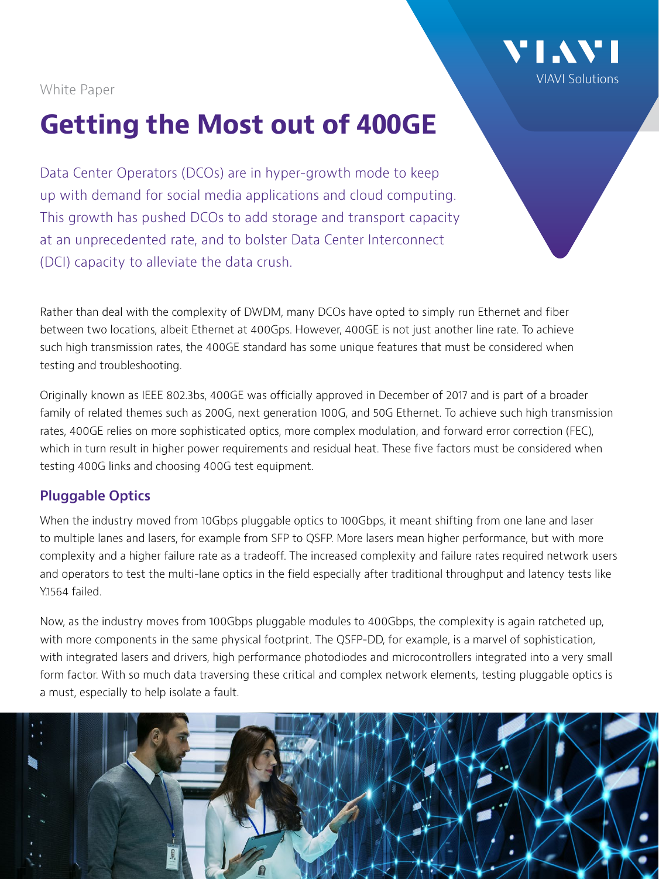White Paper

# Getting the Most out of 400GE

Data Center Operators (DCOs) are in hyper-growth mode to keep up with demand for social media applications and cloud computing. This growth has pushed DCOs to add storage and transport capacity at an unprecedented rate, and to bolster Data Center Interconnect (DCI) capacity to alleviate the data crush.

Rather than deal with the complexity of DWDM, many DCOs have opted to simply run Ethernet and fiber between two locations, albeit Ethernet at 400Gps. However, 400GE is not just another line rate. To achieve such high transmission rates, the 400GE standard has some unique features that must be considered when testing and troubleshooting.

Originally known as IEEE 802.3bs, 400GE was officially approved in December of 2017 and is part of a broader family of related themes such as 200G, next generation 100G, and 50G Ethernet. To achieve such high transmission rates, 400GE relies on more sophisticated optics, more complex modulation, and forward error correction (FEC), which in turn result in higher power requirements and residual heat. These five factors must be considered when testing 400G links and choosing 400G test equipment.

## Pluggable Optics

When the industry moved from 10Gbps pluggable optics to 100Gbps, it meant shifting from one lane and laser to multiple lanes and lasers, for example from SFP to QSFP. More lasers mean higher performance, but with more complexity and a higher failure rate as a tradeoff. The increased complexity and failure rates required network users and operators to test the multi-lane optics in the field especially after traditional throughput and latency tests like Y.1564 failed.

Now, as the industry moves from 100Gbps pluggable modules to 400Gbps, the complexity is again ratcheted up, with more components in the same physical footprint. The QSFP-DD, for example, is a marvel of sophistication, with integrated lasers and drivers, high performance photodiodes and microcontrollers integrated into a very small form factor. With so much data traversing these critical and complex network elements, testing pluggable optics is a must, especially to help isolate a fault.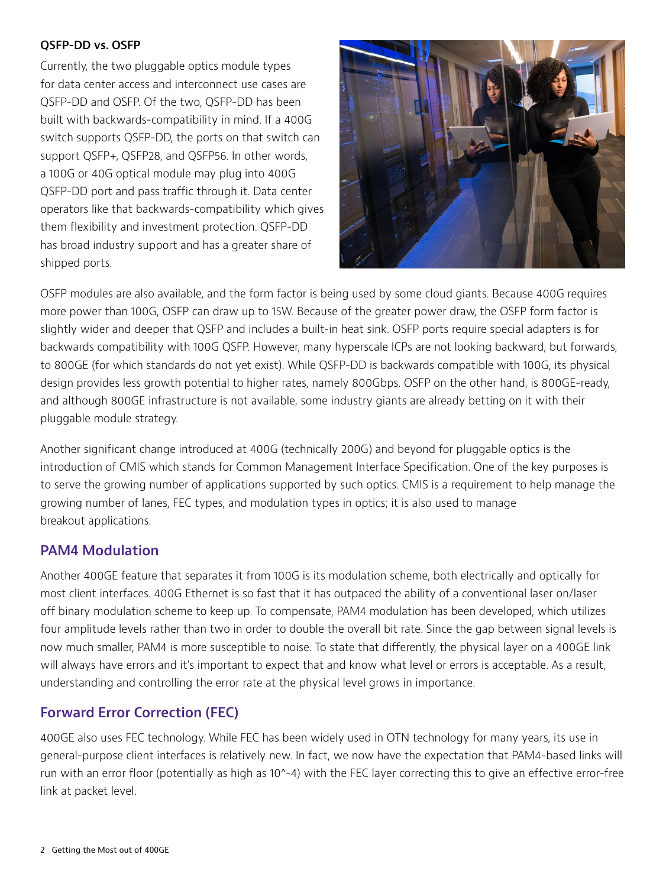**QSFP-DD vs. OSFP**

Currently, the two pluggable optics module types for data center access and interconnect use cases are QSFP-DD and OSFP. Of the two, QSFP-DD has been built with backwards-compatibility in mind. If a 400G switch supports QSFP-DD, the ports on that switch can support QSFP+, QSFP28, and QSFP56. In other words, a 100G or 40G optical module may plug into 400G QSFP-DD port and pass traffic through it. Data center operators like that backwards-compatibility which gives them flexibility and investment protection. QSFP-DD has broad industry support and has a greater share of shipped ports.

OSFP modules are also available, and the form factor is being used by some cloud giants. Because 400G requires more power than 100G, OSFP can draw up to 15W. Because of the greater power draw, the OSFP form factor is slightly wider and deeper that QSFP and includes a built-in heat sink. OSFP ports require special adapters is for backwards compatibility with 100G QSFP. However, many hyperscale ICPs are not looking backward, but forwards, to 800GE (for which standards do not yet exist). While QSFP-DD is backwards compatible with 100G, its physical design provides less growth potential to higher rates, namely 800Gbps. OSFP on the other hand, is 800GE-ready, and although 800GE infrastructure is not available, some industry giants are already betting on it with their pluggable module strategy.

Another significant change introduced at 400G (technically 200G) and beyond for pluggable optics is the introduction of CMIS which stands for Common Management Interface Specification. One of the key purposes is to serve the growing number of applications supported by such optics. CMIS is a requirement to help manage the growing number of lanes, FEC types, and modulation types in optics; it is also used to manage breakout applications.

## PAM4 Modulation

Another 400GE feature that separates it from 100G is its modulation scheme, both electrically and optically for most client interfaces. 400G Ethernet is so fast that it has outpaced the ability of a conventional laser on/laser off binary modulation scheme to keep up. To compensate, PAM4 modulation has been developed, which utilizes four amplitude levels rather than two in order to double the overall bit rate. Since the gap between signal levels is now much smaller, PAM4 is more susceptible to noise. To state that differently, the physical layer on a 400GE link will always have errors and it's important to expect that and know what level or errors is acceptable. As a result, understanding and controlling the error rate at the physical level grows in importance.

## Forward Error Correction (FEC)

400GE also uses FEC technology. While FEC has been widely used in OTN technology for many years, its use in general-purpose client interfaces is relatively new. In fact, we now have the expectation that PAM4-based links will run with an error floor (potentially as high as $10^{-4}$) with the FEC layer correcting this to give an effective error-free link at packet level.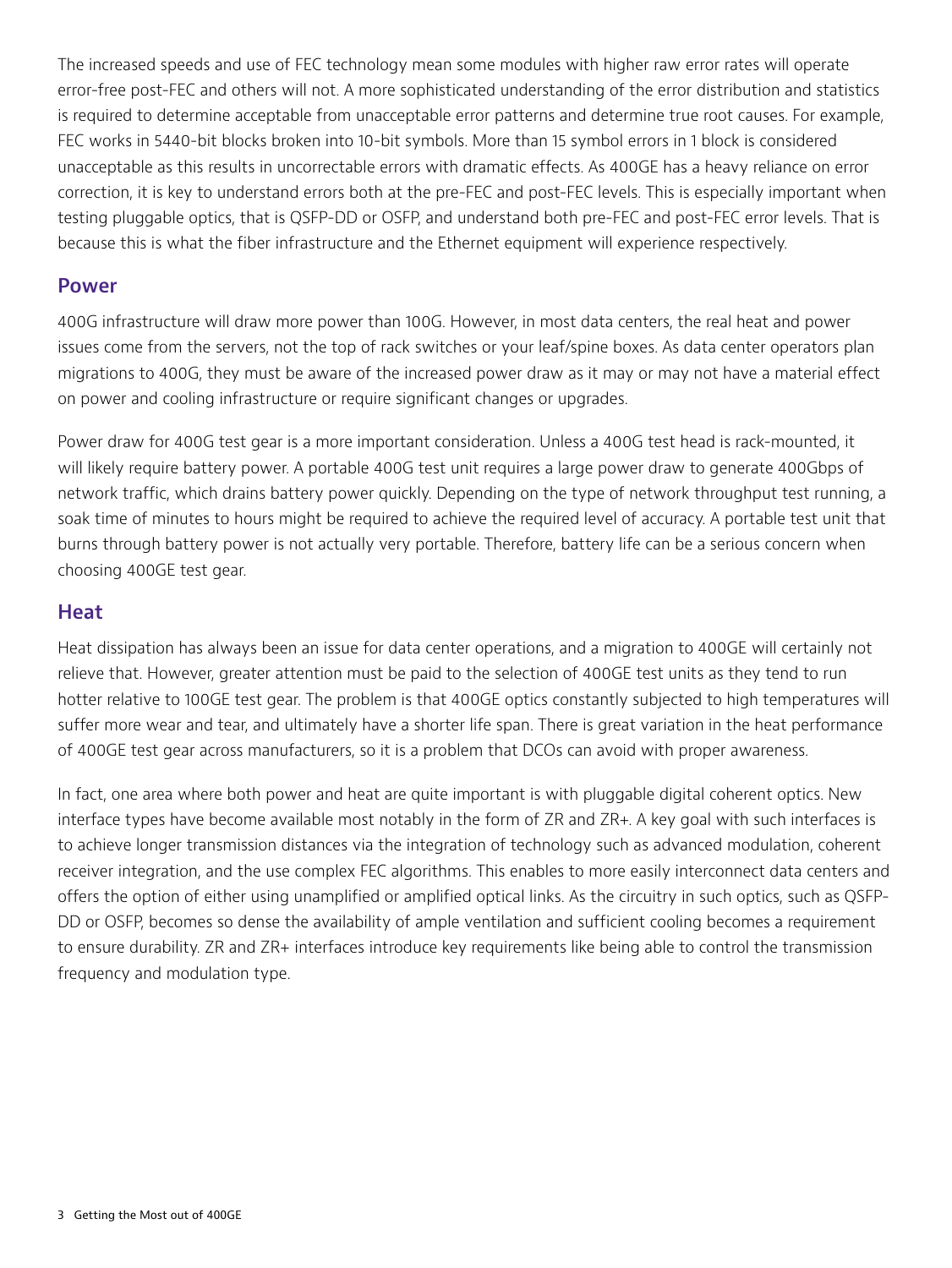The increased speeds and use of FEC technology mean some modules with higher raw error rates will operate error-free post-FEC and others will not. A more sophisticated understanding of the error distribution and statistics is required to determine acceptable from unacceptable error patterns and determine true root causes. For example, FEC works in 5440-bit blocks broken into 10-bit symbols. More than 15 symbol errors in 1 block is considered unacceptable as this results in uncorrectable errors with dramatic effects. As 400GE has a heavy reliance on error correction, it is key to understand errors both at the pre-FEC and post-FEC levels. This is especially important when testing pluggable optics, that is QSFP-DD or OSFP, and understand both pre-FEC and post-FEC error levels. That is because this is what the fiber infrastructure and the Ethernet equipment will experience respectively.

## Power

400G infrastructure will draw more power than 100G. However, in most data centers, the real heat and power issues come from the servers, not the top of rack switches or your leaf/spine boxes. As data center operators plan migrations to 400G, they must be aware of the increased power draw as it may or may not have a material effect on power and cooling infrastructure or require significant changes or upgrades.

Power draw for 400G test gear is a more important consideration. Unless a 400G test head is rack-mounted, it will likely require battery power. A portable 400G test unit requires a large power draw to generate 400Gbps of network traffic, which drains battery power quickly. Depending on the type of network throughput test running, a soak time of minutes to hours might be required to achieve the required level of accuracy. A portable test unit that burns through battery power is not actually very portable. Therefore, battery life can be a serious concern when choosing 400GE test gear.

## Heat

Heat dissipation has always been an issue for data center operations, and a migration to 400GE will certainly not relieve that. However, greater attention must be paid to the selection of 400GE test units as they tend to run hotter relative to 100GE test gear. The problem is that 400GE optics constantly subjected to high temperatures will suffer more wear and tear, and ultimately have a shorter life span. There is great variation in the heat performance of 400GE test gear across manufacturers, so it is a problem that DCOs can avoid with proper awareness.

In fact, one area where both power and heat are quite important is with pluggable digital coherent optics. New interface types have become available most notably in the form of ZR and ZR+. A key goal with such interfaces is to achieve longer transmission distances via the integration of technology such as advanced modulation, coherent receiver integration, and the use complex FEC algorithms. This enables to more easily interconnect data centers and offers the option of either using unamplified or amplified optical links. As the circuitry in such optics, such as QSFP-DD or OSFP, becomes so dense the availability of ample ventilation and sufficient cooling becomes a requirement to ensure durability. ZR and ZR+ interfaces introduce key requirements like being able to control the transmission frequency and modulation type.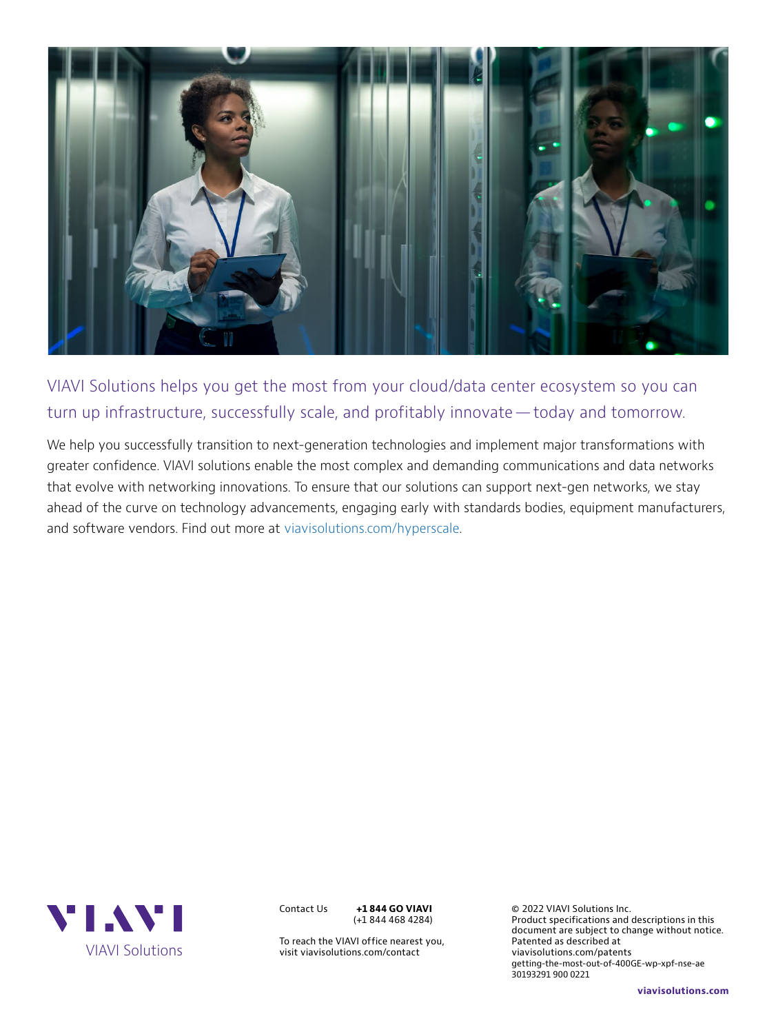VIAVI Solutions helps you get the most from your cloud/data center ecosystem so you can turn up infrastructure, successfully scale, and profitably innovate — today and tomorrow.

We help you successfully transition to next-generation technologies and implement major transformations with greater confidence. VIAVI solutions enable the most complex and demanding communications and data networks that evolve with networking innovations. To ensure that our solutions can support next-gen networks, we stay ahead of the curve on technology advancements, engaging early with standards bodies, equipment manufacturers, and software vendors. Find out more at viavisolutions.com/hyperscale.

VIAVI Solutions

Contact Us **+1 844 GO VIAVI**
(+1 844 468 4284)

To reach the VIAVI office nearest you,
visit viavisolutions.com/contact

© 2022 VIAVI Solutions Inc.
Product specifications and descriptions in this document are subject to change without notice.
Patented as described at viavisolutions.com/patents
getting-the-most-out-of-400GE-wp-xpf-nse-ae
30193291 900 0221

**viavisolutions.com**